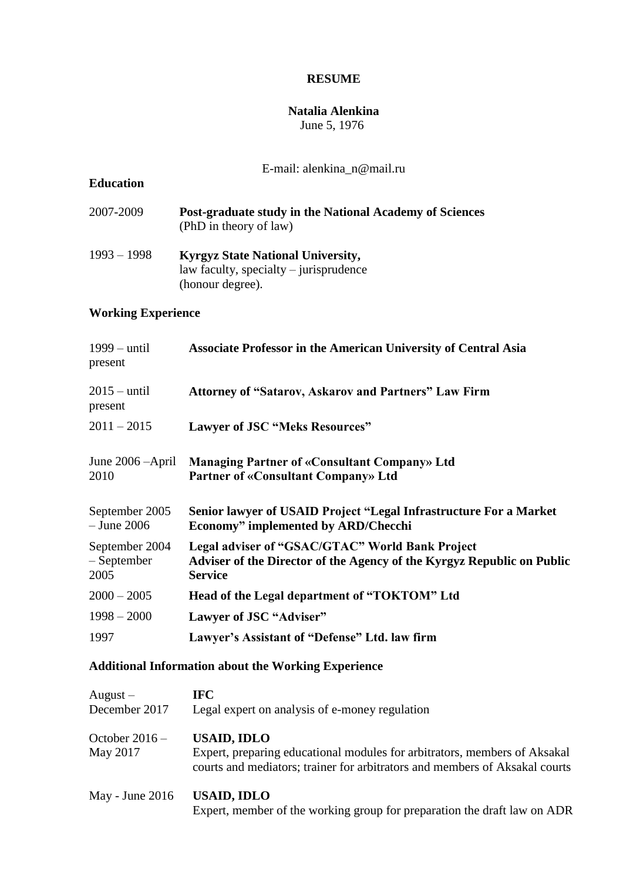# RESUME

**Natalia Alenkina**
June 5, 1976

E-mail: alenkina_n@mail.ru

## Education

| | |
|---|---|
| 2007-2009 | **Post-graduate study in the National Academy of Sciences** (PhD in theory of law) |
| 1993 – 1998 | **Kyrgyz State National University,** law faculty, specialty – jurisprudence (honour degree). |

## Working Experience

| | |
|---|---|
| 1999 – until present | **Associate Professor in the American University of Central Asia** |
| 2015 – until present | **Attorney of "Satarov, Askarov and Partners" Law Firm** |
| 2011 – 2015 | **Lawyer of JSC "Meks Resources"** |
| June 2006 –April 2010 | **Managing Partner of «Consultant Company» Ltd**<br>**Partner of «Consultant Company» Ltd** |
| September 2005 – June 2006 | **Senior lawyer of USAID Project "Legal Infrastructure For a Market Economy" implemented by ARD/Checchi** |
| September 2004 – September 2005 | **Legal adviser of "GSAC/GTAC" World Bank Project**<br>**Adviser of the Director of the Agency of the Kyrgyz Republic on Public Service** |
| 2000 – 2005 | **Head of the Legal department of "TOKTOM" Ltd** |
| 1998 – 2000 | **Lawyer of JSC "Adviser"** |
| 1997 | **Lawyer's Assistant of "Defense" Ltd. law firm** |

## Additional Information about the Working Experience

| | |
|---|---|
| August – December 2017 | **IFC**<br>Legal expert on analysis of e-money regulation |
| October 2016 – May 2017 | **USAID, IDLO**<br>Expert, preparing educational modules for arbitrators, members of Aksakal courts and mediators; trainer for arbitrators and members of Aksakal courts |
| May - June 2016 | **USAID, IDLO**<br>Expert, member of the working group for preparation the draft law on ADR |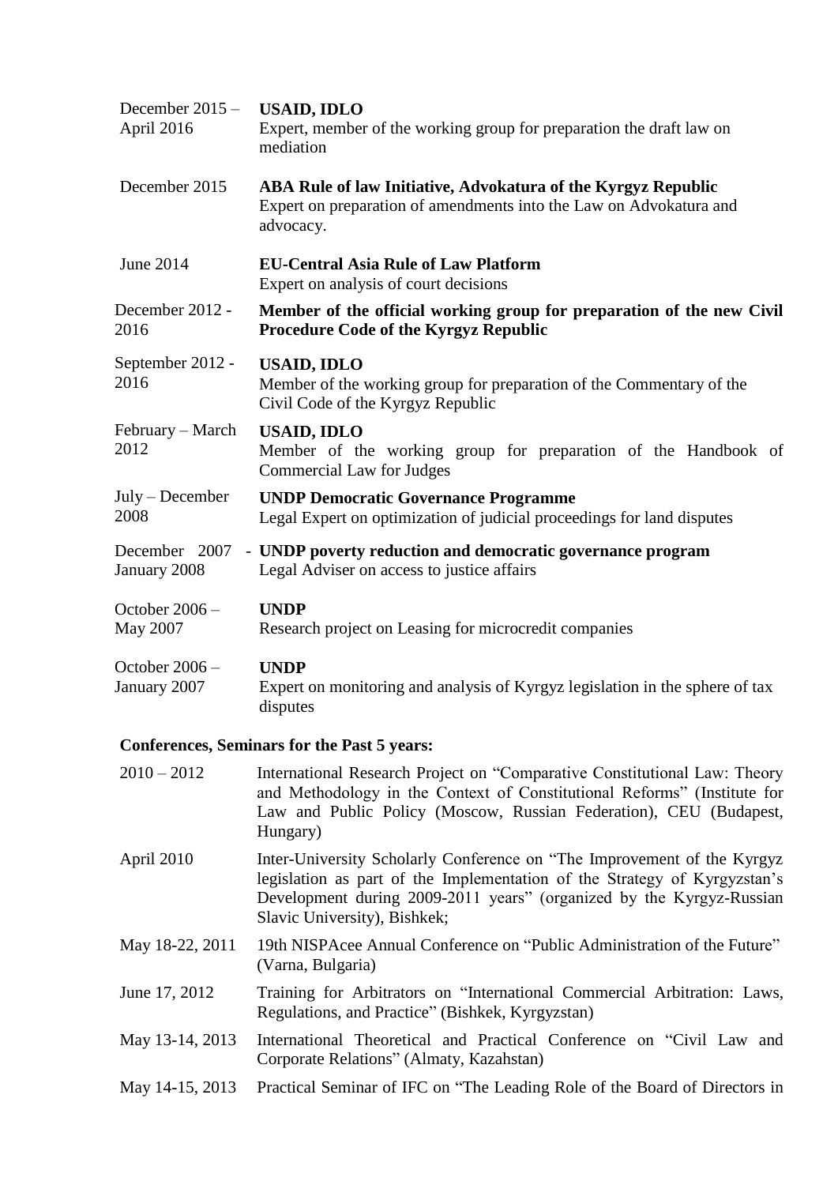| | |
|---|---|
| December 2015 – April 2016 | **USAID, IDLO**<br>Expert, member of the working group for preparation the draft law on mediation |
| December 2015 | **ABA Rule of law Initiative, Advokatura of the Kyrgyz Republic**<br>Expert on preparation of amendments into the Law on Advokatura and advocacy. |
| June 2014 | **EU-Central Asia Rule of Law Platform**<br>Expert on analysis of court decisions |
| December 2012 - 2016 | **Member of the official working group for preparation of the new Civil Procedure Code of the Kyrgyz Republic** |
| September 2012 - 2016 | **USAID, IDLO**<br>Member of the working group for preparation of the Commentary of the Civil Code of the Kyrgyz Republic |
| February – March 2012 | **USAID, IDLO**<br>Member of the working group for preparation of the Handbook of Commercial Law for Judges |
| July – December 2008 | **UNDP Democratic Governance Programme**<br>Legal Expert on optimization of judicial proceedings for land disputes |
| December 2007 - January 2008 | **UNDP poverty reduction and democratic governance program**<br>Legal Adviser on access to justice affairs |
| October 2006 – May 2007 | **UNDP**<br>Research project on Leasing for microcredit companies |
| October 2006 – January 2007 | **UNDP**<br>Expert on monitoring and analysis of Kyrgyz legislation in the sphere of tax disputes |

**Conferences, Seminars for the Past 5 years:**

| | |
|---|---|
| 2010 – 2012 | International Research Project on "Comparative Constitutional Law: Theory and Methodology in the Context of Constitutional Reforms" (Institute for Law and Public Policy (Moscow, Russian Federation), CEU (Budapest, Hungary) |
| April 2010 | Inter-University Scholarly Conference on "The Improvement of the Kyrgyz legislation as part of the Implementation of the Strategy of Kyrgyzstan's Development during 2009-2011 years" (organized by the Kyrgyz-Russian Slavic University), Bishkek; |
| May 18-22, 2011 | 19th NISPAcee Annual Conference on "Public Administration of the Future" (Varna, Bulgaria) |
| June 17, 2012 | Training for Arbitrators on "International Commercial Arbitration: Laws, Regulations, and Practice" (Bishkek, Kyrgyzstan) |
| May 13-14, 2013 | International Theoretical and Practical Conference on "Civil Law and Corporate Relations" (Almaty, Kazahstan) |
| May 14-15, 2013 | Practical Seminar of IFC on "The Leading Role of the Board of Directors in |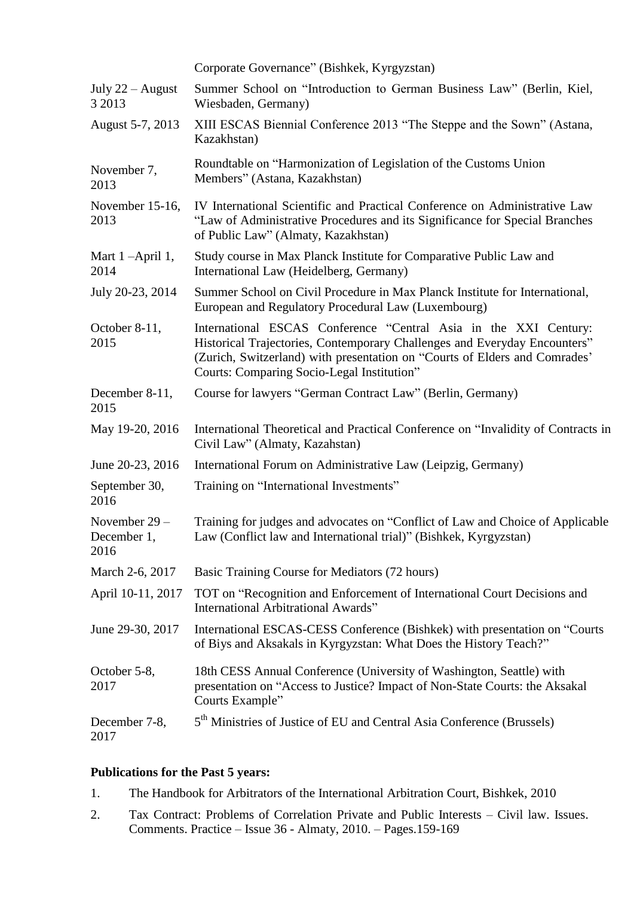| | |
|---|---|
| | Corporate Governance" (Bishkek, Kyrgyzstan) |
| July 22 – August 3 2013 | Summer School on "Introduction to German Business Law" (Berlin, Kiel, Wiesbaden, Germany) |
| August 5-7, 2013 | XIII ESCAS Biennial Conference 2013 "The Steppe and the Sown" (Astana, Kazakhstan) |
| November 7, 2013 | Roundtable on "Harmonization of Legislation of the Customs Union Members" (Astana, Kazakhstan) |
| November 15-16, 2013 | IV International Scientific and Practical Conference on Administrative Law "Law of Administrative Procedures and its Significance for Special Branches of Public Law" (Almaty, Kazakhstan) |
| Mart 1 –April 1, 2014 | Study course in Max Planck Institute for Comparative Public Law and International Law (Heidelberg, Germany) |
| July 20-23, 2014 | Summer School on Civil Procedure in Max Planck Institute for International, European and Regulatory Procedural Law (Luxembourg) |
| October 8-11, 2015 | International ESCAS Conference "Central Asia in the XXI Century: Historical Trajectories, Contemporary Challenges and Everyday Encounters" (Zurich, Switzerland) with presentation on "Courts of Elders and Comrades' Courts: Comparing Socio-Legal Institution" |
| December 8-11, 2015 | Course for lawyers "German Contract Law" (Berlin, Germany) |
| May 19-20, 2016 | International Theoretical and Practical Conference on "Invalidity of Contracts in Civil Law" (Almaty, Kazahstan) |
| June 20-23, 2016 | International Forum on Administrative Law (Leipzig, Germany) |
| September 30, 2016 | Training on "International Investments" |
| November 29 – December 1, 2016 | Training for judges and advocates on "Conflict of Law and Choice of Applicable Law (Conflict law and International trial)" (Bishkek, Kyrgyzstan) |
| March 2-6, 2017 | Basic Training Course for Mediators (72 hours) |
| April 10-11, 2017 | TOT on "Recognition and Enforcement of International Court Decisions and International Arbitrational Awards" |
| June 29-30, 2017 | International ESCAS-CESS Conference (Bishkek) with presentation on "Courts of Biys and Aksakals in Kyrgyzstan: What Does the History Teach?" |
| October 5-8, 2017 | 18th CESS Annual Conference (University of Washington, Seattle) with presentation on "Access to Justice? Impact of Non-State Courts: the Aksakal Courts Example" |
| December 7-8, 2017 | 5th Ministries of Justice of EU and Central Asia Conference (Brussels) |

**Publications for the Past 5 years:**

1. The Handbook for Arbitrators of the International Arbitration Court, Bishkek, 2010
2. Tax Contract: Problems of Correlation Private and Public Interests – Civil law. Issues. Comments. Practice – Issue 36 - Almaty, 2010. – Pages.159-169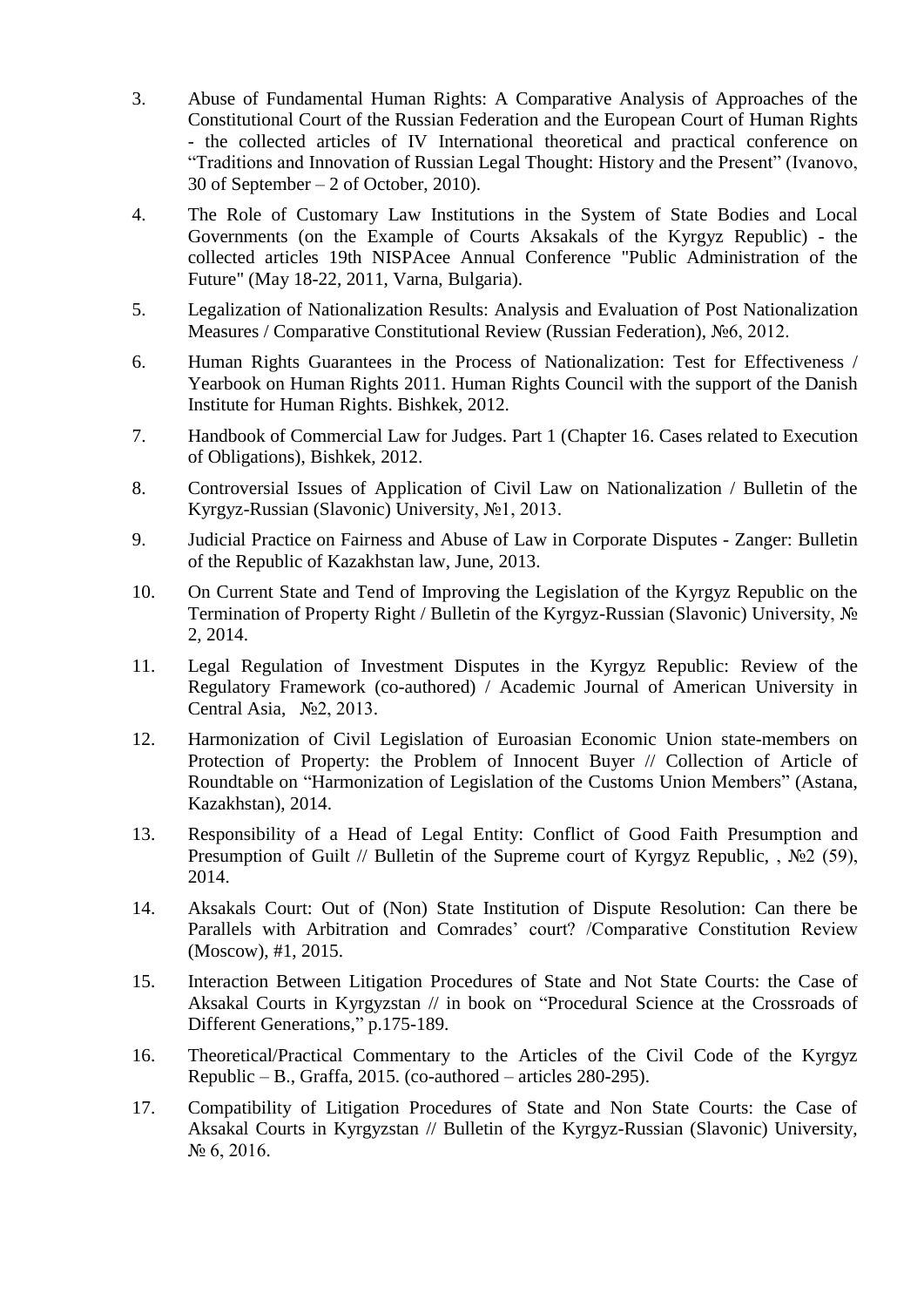3. Abuse of Fundamental Human Rights: A Comparative Analysis of Approaches of the Constitutional Court of the Russian Federation and the European Court of Human Rights - the collected articles of IV International theoretical and practical conference on “Traditions and Innovation of Russian Legal Thought: History and the Present” (Ivanovo, 30 of September – 2 of October, 2010).

4. The Role of Customary Law Institutions in the System of State Bodies and Local Governments (on the Example of Courts Aksakals of the Kyrgyz Republic) - the collected articles 19th NISPAcee Annual Conference "Public Administration of the Future" (May 18-22, 2011, Varna, Bulgaria).

5. Legalization of Nationalization Results: Analysis and Evaluation of Post Nationalization Measures / Comparative Constitutional Review (Russian Federation), №6, 2012.

6. Human Rights Guarantees in the Process of Nationalization: Test for Effectiveness / Yearbook on Human Rights 2011. Human Rights Council with the support of the Danish Institute for Human Rights. Bishkek, 2012.

7. Handbook of Commercial Law for Judges. Part 1 (Chapter 16. Cases related to Execution of Obligations), Bishkek, 2012.

8. Controversial Issues of Application of Civil Law on Nationalization / Bulletin of the Kyrgyz-Russian (Slavonic) University, №1, 2013.

9. Judicial Practice on Fairness and Abuse of Law in Corporate Disputes - Zanger: Bulletin of the Republic of Kazakhstan law, June, 2013.

10. On Current State and Tend of Improving the Legislation of the Kyrgyz Republic on the Termination of Property Right / Bulletin of the Kyrgyz-Russian (Slavonic) University, № 2, 2014.

11. Legal Regulation of Investment Disputes in the Kyrgyz Republic: Review of the Regulatory Framework (co-authored) / Academic Journal of American University in Central Asia, №2, 2013.

12. Harmonization of Civil Legislation of Euroasian Economic Union state-members on Protection of Property: the Problem of Innocent Buyer // Collection of Article of Roundtable on “Harmonization of Legislation of the Customs Union Members” (Astana, Kazakhstan), 2014.

13. Responsibility of a Head of Legal Entity: Conflict of Good Faith Presumption and Presumption of Guilt // Bulletin of the Supreme court of Kyrgyz Republic, , №2 (59), 2014.

14. Aksakals Court: Out of (Non) State Institution of Dispute Resolution: Can there be Parallels with Arbitration and Comrades’ court? /Comparative Constitution Review (Moscow), #1, 2015.

15. Interaction Between Litigation Procedures of State and Not State Courts: the Case of Aksakal Courts in Kyrgyzstan // in book on “Procedural Science at the Crossroads of Different Generations,” p.175-189.

16. Theoretical/Practical Commentary to the Articles of the Civil Code of the Kyrgyz Republic – B., Graffa, 2015. (co-authored – articles 280-295).

17. Compatibility of Litigation Procedures of State and Non State Courts: the Case of Aksakal Courts in Kyrgyzstan // Bulletin of the Kyrgyz-Russian (Slavonic) University, № 6, 2016.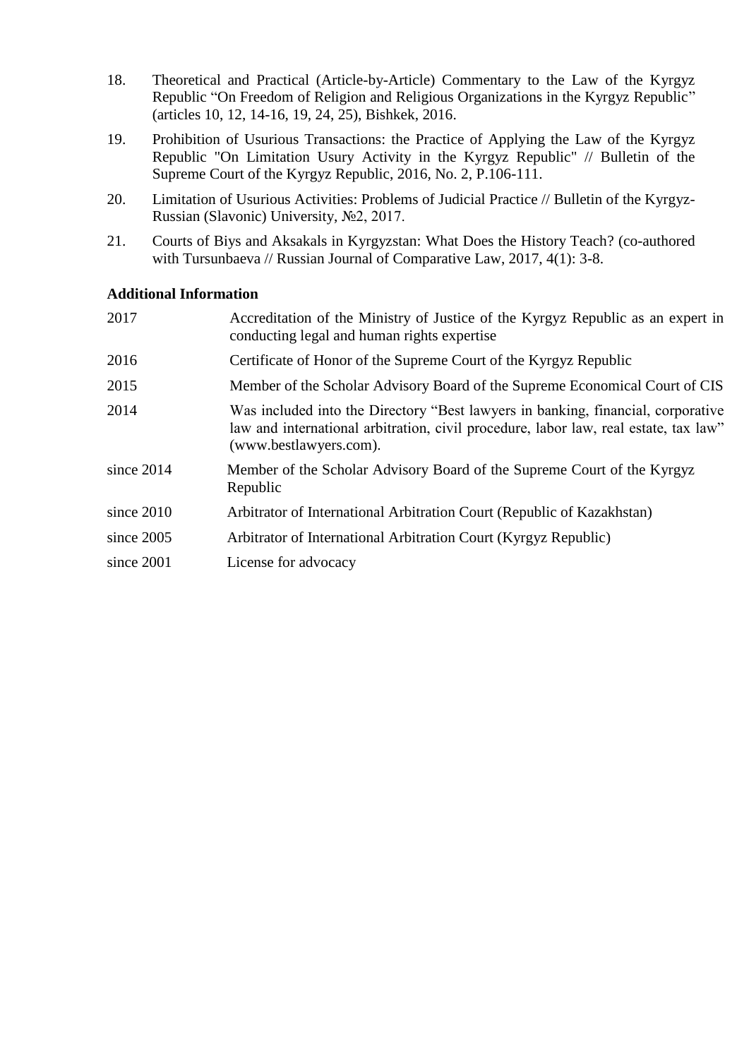18. Theoretical and Practical (Article-by-Article) Commentary to the Law of the Kyrgyz Republic “On Freedom of Religion and Religious Organizations in the Kyrgyz Republic” (articles 10, 12, 14-16, 19, 24, 25), Bishkek, 2016.
19. Prohibition of Usurious Transactions: the Practice of Applying the Law of the Kyrgyz Republic "On Limitation Usury Activity in the Kyrgyz Republic" // Bulletin of the Supreme Court of the Kyrgyz Republic, 2016, No. 2, P.106-111.
20. Limitation of Usurious Activities: Problems of Judicial Practice // Bulletin of the Kyrgyz-Russian (Slavonic) University, №2, 2017.
21. Courts of Biys and Aksakals in Kyrgyzstan: What Does the History Teach? (co-authored with Tursunbaeva // Russian Journal of Comparative Law, 2017, 4(1): 3-8.

**Additional Information**

| | |
|---|---|
| 2017 | Accreditation of the Ministry of Justice of the Kyrgyz Republic as an expert in conducting legal and human rights expertise |
| 2016 | Certificate of Honor of the Supreme Court of the Kyrgyz Republic |
| 2015 | Member of the Scholar Advisory Board of the Supreme Economical Court of CIS |
| 2014 | Was included into the Directory “Best lawyers in banking, financial, corporative law and international arbitration, civil procedure, labor law, real estate, tax law” (www.bestlawyers.com). |
| since 2014 | Member of the Scholar Advisory Board of the Supreme Court of the Kyrgyz Republic |
| since 2010 | Arbitrator of International Arbitration Court (Republic of Kazakhstan) |
| since 2005 | Arbitrator of International Arbitration Court (Kyrgyz Republic) |
| since 2001 | License for advocacy |